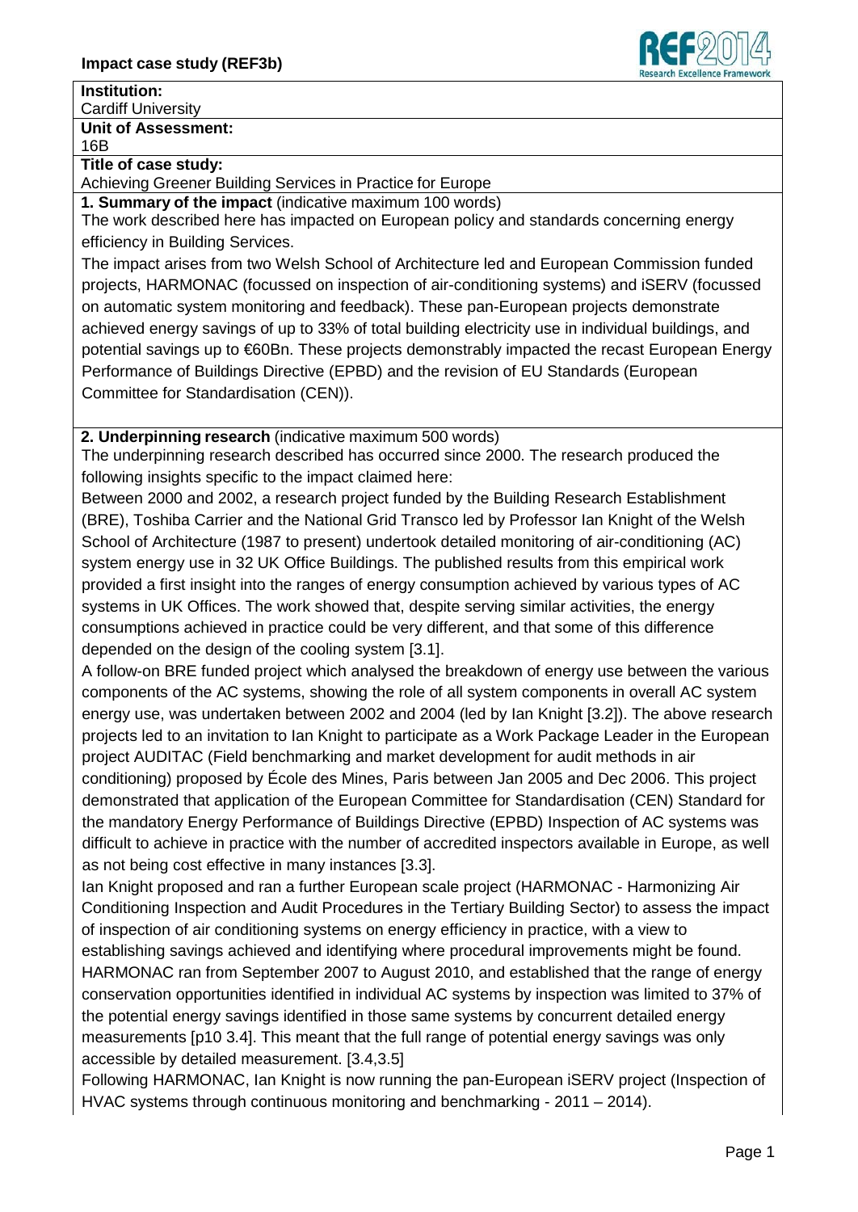**Impact case study (REF3b)**

**Institution:**
Cardiff University

**Unit of Assessment:**
16B

**Title of case study:**
Achieving Greener Building Services in Practice for Europe

**1. Summary of the impact** (indicative maximum 100 words)

The work described here has impacted on European policy and standards concerning energy efficiency in Building Services.

The impact arises from two Welsh School of Architecture led and European Commission funded projects, HARMONAC (focussed on inspection of air-conditioning systems) and iSERV (focussed on automatic system monitoring and feedback). These pan-European projects demonstrate achieved energy savings of up to 33% of total building electricity use in individual buildings, and potential savings up to €60Bn. These projects demonstrably impacted the recast European Energy Performance of Buildings Directive (EPBD) and the revision of EU Standards (European Committee for Standardisation (CEN)).

**2. Underpinning research** (indicative maximum 500 words)

The underpinning research described has occurred since 2000. The research produced the following insights specific to the impact claimed here:

Between 2000 and 2002, a research project funded by the Building Research Establishment (BRE), Toshiba Carrier and the National Grid Transco led by Professor Ian Knight of the Welsh School of Architecture (1987 to present) undertook detailed monitoring of air-conditioning (AC) system energy use in 32 UK Office Buildings. The published results from this empirical work provided a first insight into the ranges of energy consumption achieved by various types of AC systems in UK Offices. The work showed that, despite serving similar activities, the energy consumptions achieved in practice could be very different, and that some of this difference depended on the design of the cooling system [3.1].

A follow-on BRE funded project which analysed the breakdown of energy use between the various components of the AC systems, showing the role of all system components in overall AC system energy use, was undertaken between 2002 and 2004 (led by Ian Knight [3.2]). The above research projects led to an invitation to Ian Knight to participate as a Work Package Leader in the European project AUDITAC (Field benchmarking and market development for audit methods in air conditioning) proposed by École des Mines, Paris between Jan 2005 and Dec 2006. This project demonstrated that application of the European Committee for Standardisation (CEN) Standard for the mandatory Energy Performance of Buildings Directive (EPBD) Inspection of AC systems was difficult to achieve in practice with the number of accredited inspectors available in Europe, as well as not being cost effective in many instances [3.3].

Ian Knight proposed and ran a further European scale project (HARMONAC - Harmonizing Air Conditioning Inspection and Audit Procedures in the Tertiary Building Sector) to assess the impact of inspection of air conditioning systems on energy efficiency in practice, with a view to establishing savings achieved and identifying where procedural improvements might be found. HARMONAC ran from September 2007 to August 2010, and established that the range of energy conservation opportunities identified in individual AC systems by inspection was limited to 37% of the potential energy savings identified in those same systems by concurrent detailed energy measurements [p10 3.4]. This meant that the full range of potential energy savings was only accessible by detailed measurement. [3.4,3.5]

Following HARMONAC, Ian Knight is now running the pan-European iSERV project (Inspection of HVAC systems through continuous monitoring and benchmarking - 2011 – 2014).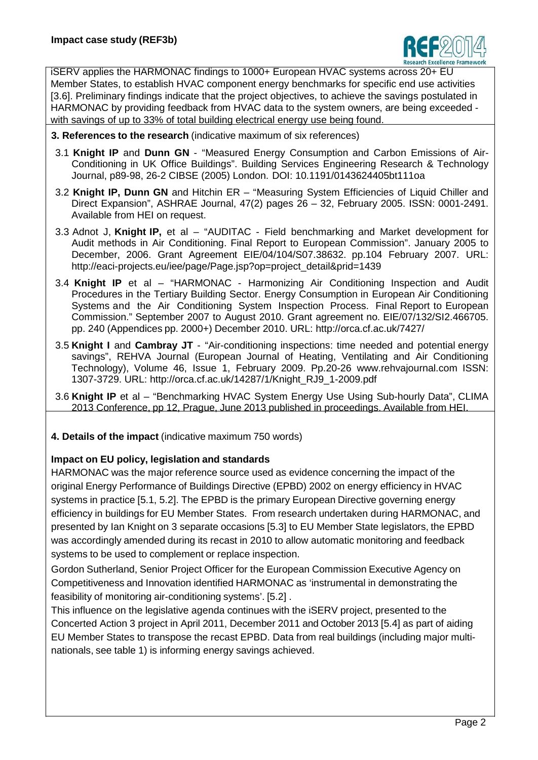iSERV applies the HARMONAC findings to 1000+ European HVAC systems across 20+ EU Member States, to establish HVAC component energy benchmarks for specific end use activities [3.6]. Preliminary findings indicate that the project objectives, to achieve the savings postulated in HARMONAC by providing feedback from HVAC data to the system owners, are being exceeded - with savings of up to 33% of total building electrical energy use being found.

**3. References to the research** (indicative maximum of six references)

3.1 **Knight IP** and **Dunn GN** - "Measured Energy Consumption and Carbon Emissions of Air-Conditioning in UK Office Buildings". Building Services Engineering Research & Technology Journal, p89-98, 26-2 CIBSE (2005) London. DOI: 10.1191/0143624405bt111oa

3.2 **Knight IP, Dunn GN** and Hitchin ER – "Measuring System Efficiencies of Liquid Chiller and Direct Expansion", ASHRAE Journal, 47(2) pages 26 – 32, February 2005. ISSN: 0001-2491. Available from HEI on request.

3.3 Adnot J, **Knight IP,** et al – "AUDITAC - Field benchmarking and Market development for Audit methods in Air Conditioning. Final Report to European Commission". January 2005 to December, 2006. Grant Agreement EIE/04/104/S07.38632. pp.104 February 2007. URL: http://eaci-projects.eu/iee/page/Page.jsp?op=project_detail&prid=1439

3.4 **Knight IP** et al – "HARMONAC - Harmonizing Air Conditioning Inspection and Audit Procedures in the Tertiary Building Sector. Energy Consumption in European Air Conditioning Systems and the Air Conditioning System Inspection Process. Final Report to European Commission." September 2007 to August 2010. Grant agreement no. EIE/07/132/SI2.466705. pp. 240 (Appendices pp. 2000+) December 2010. URL: http://orca.cf.ac.uk/7427/

3.5 **Knight I** and **Cambray JT** - "Air-conditioning inspections: time needed and potential energy savings", REHVA Journal (European Journal of Heating, Ventilating and Air Conditioning Technology), Volume 46, Issue 1, February 2009. Pp.20-26 www.rehvajournal.com ISSN: 1307-3729. URL: http://orca.cf.ac.uk/14287/1/Knight_RJ9_1-2009.pdf

3.6 **Knight IP** et al – "Benchmarking HVAC System Energy Use Using Sub-hourly Data", CLIMA 2013 Conference, pp 12, Prague, June 2013 published in proceedings. Available from HEI.

**4. Details of the impact** (indicative maximum 750 words)

**Impact on EU policy, legislation and standards**

HARMONAC was the major reference source used as evidence concerning the impact of the original Energy Performance of Buildings Directive (EPBD) 2002 on energy efficiency in HVAC systems in practice [5.1, 5.2]. The EPBD is the primary European Directive governing energy efficiency in buildings for EU Member States. From research undertaken during HARMONAC, and presented by Ian Knight on 3 separate occasions [5.3] to EU Member State legislators, the EPBD was accordingly amended during its recast in 2010 to allow automatic monitoring and feedback systems to be used to complement or replace inspection.

Gordon Sutherland, Senior Project Officer for the European Commission Executive Agency on Competitiveness and Innovation identified HARMONAC as 'instrumental in demonstrating the feasibility of monitoring air-conditioning systems'. [5.2] .

This influence on the legislative agenda continues with the iSERV project, presented to the Concerted Action 3 project in April 2011, December 2011 and October 2013 [5.4] as part of aiding EU Member States to transpose the recast EPBD. Data from real buildings (including major multi-nationals, see table 1) is informing energy savings achieved.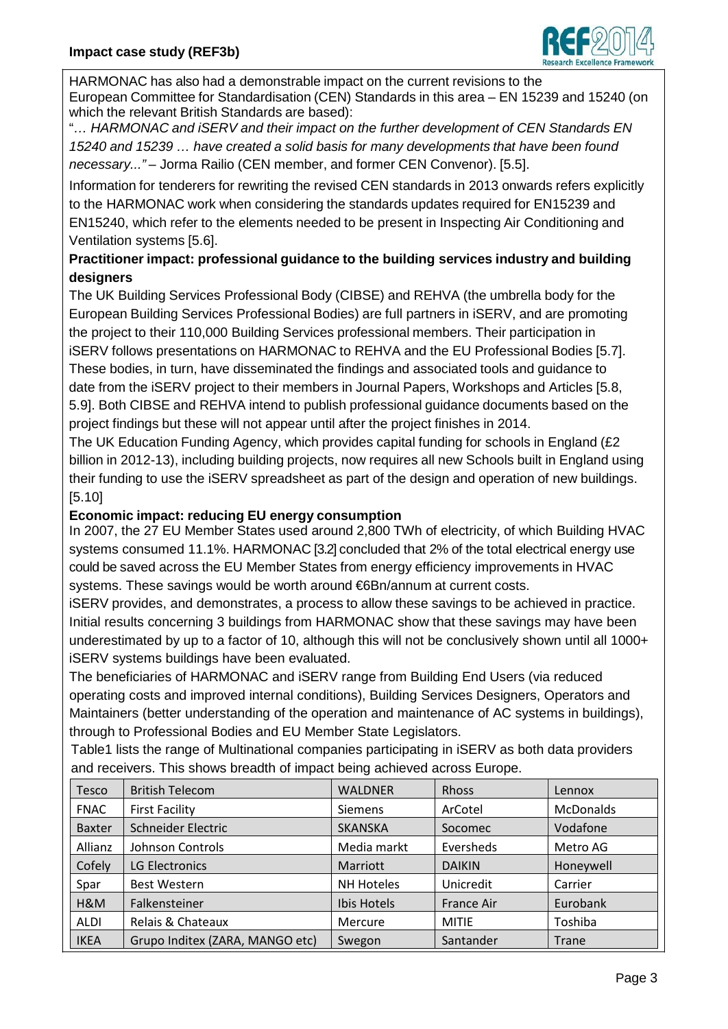HARMONAC has also had a demonstrable impact on the current revisions to the European Committee for Standardisation (CEN) Standards in this area – EN 15239 and 15240 (on which the relevant British Standards are based):

"*… HARMONAC and iSERV and their impact on the further development of CEN Standards EN 15240 and 15239 … have created a solid basis for many developments that have been found necessary..."* – Jorma Railio (CEN member, and former CEN Convenor). [5.5].

Information for tenderers for rewriting the revised CEN standards in 2013 onwards refers explicitly to the HARMONAC work when considering the standards updates required for EN15239 and EN15240, which refer to the elements needed to be present in Inspecting Air Conditioning and Ventilation systems [5.6].

**Practitioner impact: professional guidance to the building services industry and building designers**

The UK Building Services Professional Body (CIBSE) and REHVA (the umbrella body for the European Building Services Professional Bodies) are full partners in iSERV, and are promoting the project to their 110,000 Building Services professional members. Their participation in iSERV follows presentations on HARMONAC to REHVA and the EU Professional Bodies [5.7]. These bodies, in turn, have disseminated the findings and associated tools and guidance to date from the iSERV project to their members in Journal Papers, Workshops and Articles [5.8, 5.9]. Both CIBSE and REHVA intend to publish professional guidance documents based on the project findings but these will not appear until after the project finishes in 2014.

The UK Education Funding Agency, which provides capital funding for schools in England (£2 billion in 2012-13), including building projects, now requires all new Schools built in England using their funding to use the iSERV spreadsheet as part of the design and operation of new buildings. [5.10]

**Economic impact: reducing EU energy consumption**

In 2007, the 27 EU Member States used around 2,800 TWh of electricity, of which Building HVAC systems consumed 11.1%. HARMONAC [3.2] concluded that 2% of the total electrical energy use could be saved across the EU Member States from energy efficiency improvements in HVAC systems. These savings would be worth around €6Bn/annum at current costs.

iSERV provides, and demonstrates, a process to allow these savings to be achieved in practice. Initial results concerning 3 buildings from HARMONAC show that these savings may have been underestimated by up to a factor of 10, although this will not be conclusively shown until all 1000+ iSERV systems buildings have been evaluated.

The beneficiaries of HARMONAC and iSERV range from Building End Users (via reduced operating costs and improved internal conditions), Building Services Designers, Operators and Maintainers (better understanding of the operation and maintenance of AC systems in buildings), through to Professional Bodies and EU Member State Legislators.

Table1 lists the range of Multinational companies participating in iSERV as both data providers and receivers. This shows breadth of impact being achieved across Europe.

| Tesco | British Telecom | WALDNER | Rhoss | Lennox |
|---|---|---|---|---|
| FNAC | First Facility | Siemens | ArCotel | McDonalds |
| Baxter | Schneider Electric | SKANSKA | Socomec | Vodafone |
| Allianz | Johnson Controls | Media markt | Eversheds | Metro AG |
| Cofely | LG Electronics | Marriott | DAIKIN | Honeywell |
| Spar | Best Western | NH Hoteles | Unicredit | Carrier |
| H&M | Falkensteiner | Ibis Hotels | France Air | Eurobank |
| ALDI | Relais & Chateaux | Mercure | MITIE | Toshiba |
| IKEA | Grupo Inditex (ZARA, MANGO etc) | Swegon | Santander | Trane |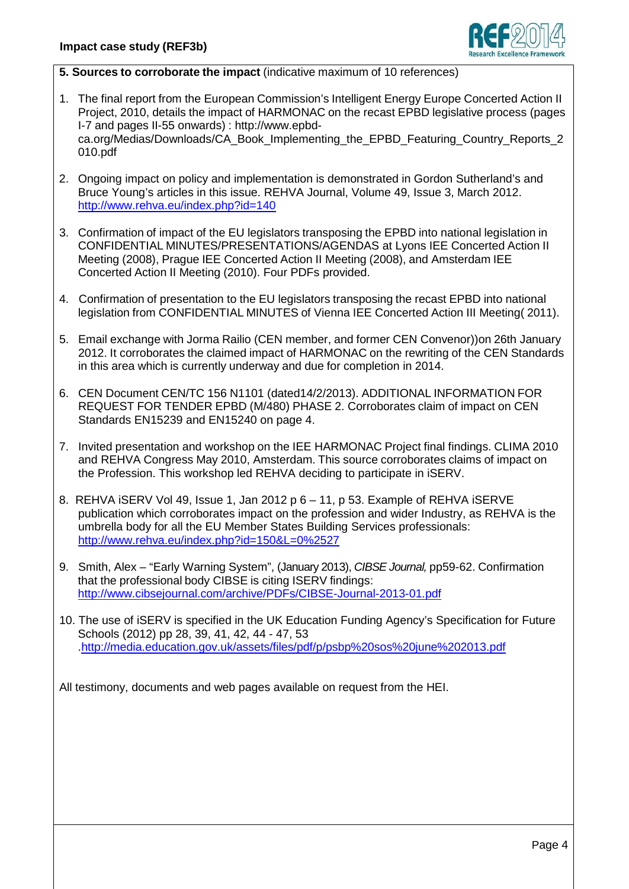**5. Sources to corroborate the impact** (indicative maximum of 10 references)

1. The final report from the European Commission's Intelligent Energy Europe Concerted Action II Project, 2010, details the impact of HARMONAC on the recast EPBD legislative process (pages I-7 and pages II-55 onwards) : http://www.epbd-ca.org/Medias/Downloads/CA_Book_Implementing_the_EPBD_Featuring_Country_Reports_2010.pdf

2. Ongoing impact on policy and implementation is demonstrated in Gordon Sutherland's and Bruce Young's articles in this issue. REHVA Journal, Volume 49, Issue 3, March 2012. http://www.rehva.eu/index.php?id=140

3. Confirmation of impact of the EU legislators transposing the EPBD into national legislation in CONFIDENTIAL MINUTES/PRESENTATIONS/AGENDAS at Lyons IEE Concerted Action II Meeting (2008), Prague IEE Concerted Action II Meeting (2008), and Amsterdam IEE Concerted Action II Meeting (2010). Four PDFs provided.

4. Confirmation of presentation to the EU legislators transposing the recast EPBD into national legislation from CONFIDENTIAL MINUTES of Vienna IEE Concerted Action III Meeting( 2011).

5. Email exchange with Jorma Railio (CEN member, and former CEN Convenor))on 26th January 2012. It corroborates the claimed impact of HARMONAC on the rewriting of the CEN Standards in this area which is currently underway and due for completion in 2014.

6. CEN Document CEN/TC 156 N1101 (dated14/2/2013). ADDITIONAL INFORMATION FOR REQUEST FOR TENDER EPBD (M/480) PHASE 2. Corroborates claim of impact on CEN Standards EN15239 and EN15240 on page 4.

7. Invited presentation and workshop on the IEE HARMONAC Project final findings. CLIMA 2010 and REHVA Congress May 2010, Amsterdam. This source corroborates claims of impact on the Profession. This workshop led REHVA deciding to participate in iSERV.

8. REHVA iSERV Vol 49, Issue 1, Jan 2012 p 6 – 11, p 53. Example of REHVA iSERVE publication which corroborates impact on the profession and wider Industry, as REHVA is the umbrella body for all the EU Member States Building Services professionals: http://www.rehva.eu/index.php?id=150&L=0%2527

9. Smith, Alex – "Early Warning System", (January 2013), *CIBSE Journal,* pp59-62. Confirmation that the professional body CIBSE is citing ISERV findings: http://www.cibsejournal.com/archive/PDFs/CIBSE-Journal-2013-01.pdf

10. The use of iSERV is specified in the UK Education Funding Agency's Specification for Future Schools (2012) pp 28, 39, 41, 42, 44 - 47, 53 .http://media.education.gov.uk/assets/files/pdf/p/psbp%20sos%20june%202013.pdf

All testimony, documents and web pages available on request from the HEI.